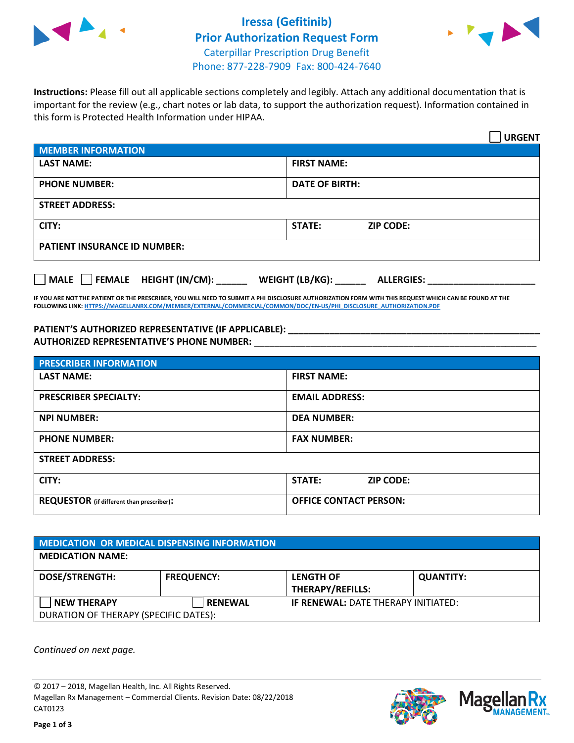# Iressa (Gefitinib)
## Prior Authorization Request Form
Caterpillar Prescription Drug Benefit
Phone: 877-228-7909 Fax: 800-424-7640

**Instructions:** Please fill out all applicable sections completely and legibly. Attach any additional documentation that is important for the review (e.g., chart notes or lab data, to support the authorization request). Information contained in this form is Protected Health Information under HIPAA.

☐ **URGENT**

| MEMBER INFORMATION | |
|---|---|
| **LAST NAME:** | **FIRST NAME:** |
| **PHONE NUMBER:** | **DATE OF BIRTH:** |
| **STREET ADDRESS:** | |
| **CITY:** | **STATE:** **ZIP CODE:** |
| **PATIENT INSURANCE ID NUMBER:** | |

☐ **MALE** ☐ **FEMALE** **HEIGHT (IN/CM):** ______ **WEIGHT (LB/KG):** ______ **ALLERGIES:** ____________________

**IF YOU ARE NOT THE PATIENT OR THE PRESCRIBER, YOU WILL NEED TO SUBMIT A PHI DISCLOSURE AUTHORIZATION FORM WITH THIS REQUEST WHICH CAN BE FOUND AT THE FOLLOWING LINK: HTTPS://MAGELLANRX.COM/MEMBER/EXTERNAL/COMMERCIAL/COMMON/DOC/EN-US/PHI_DISCLOSURE_AUTHORIZATION.PDF**

**PATIENT'S AUTHORIZED REPRESENTATIVE (IF APPLICABLE):** ____________________________________________

**AUTHORIZED REPRESENTATIVE'S PHONE NUMBER:** ____________________________________________

| PRESCRIBER INFORMATION | |
|---|---|
| **LAST NAME:** | **FIRST NAME:** |
| **PRESCRIBER SPECIALTY:** | **EMAIL ADDRESS:** |
| **NPI NUMBER:** | **DEA NUMBER:** |
| **PHONE NUMBER:** | **FAX NUMBER:** |
| **STREET ADDRESS:** | |
| **CITY:** | **STATE:** **ZIP CODE:** |
| **REQUESTOR** (if different than prescriber)**:** | **OFFICE CONTACT PERSON:** |

| MEDICATION OR MEDICAL DISPENSING INFORMATION | | | |
|---|---|---|---|
| **MEDICATION NAME:** | | | |
| **DOSE/STRENGTH:** | **FREQUENCY:** | **LENGTH OF THERAPY/REFILLS:** | **QUANTITY:** |
| ☐ **NEW THERAPY** | ☐ **RENEWAL** | **IF RENEWAL:** DATE THERAPY INITIATED: | |
| DURATION OF THERAPY (SPECIFIC DATES): | | | |

*Continued on next page.*

© 2017 – 2018, Magellan Health, Inc. All Rights Reserved.
Magellan Rx Management – Commercial Clients. Revision Date: 08/22/2018
CAT0123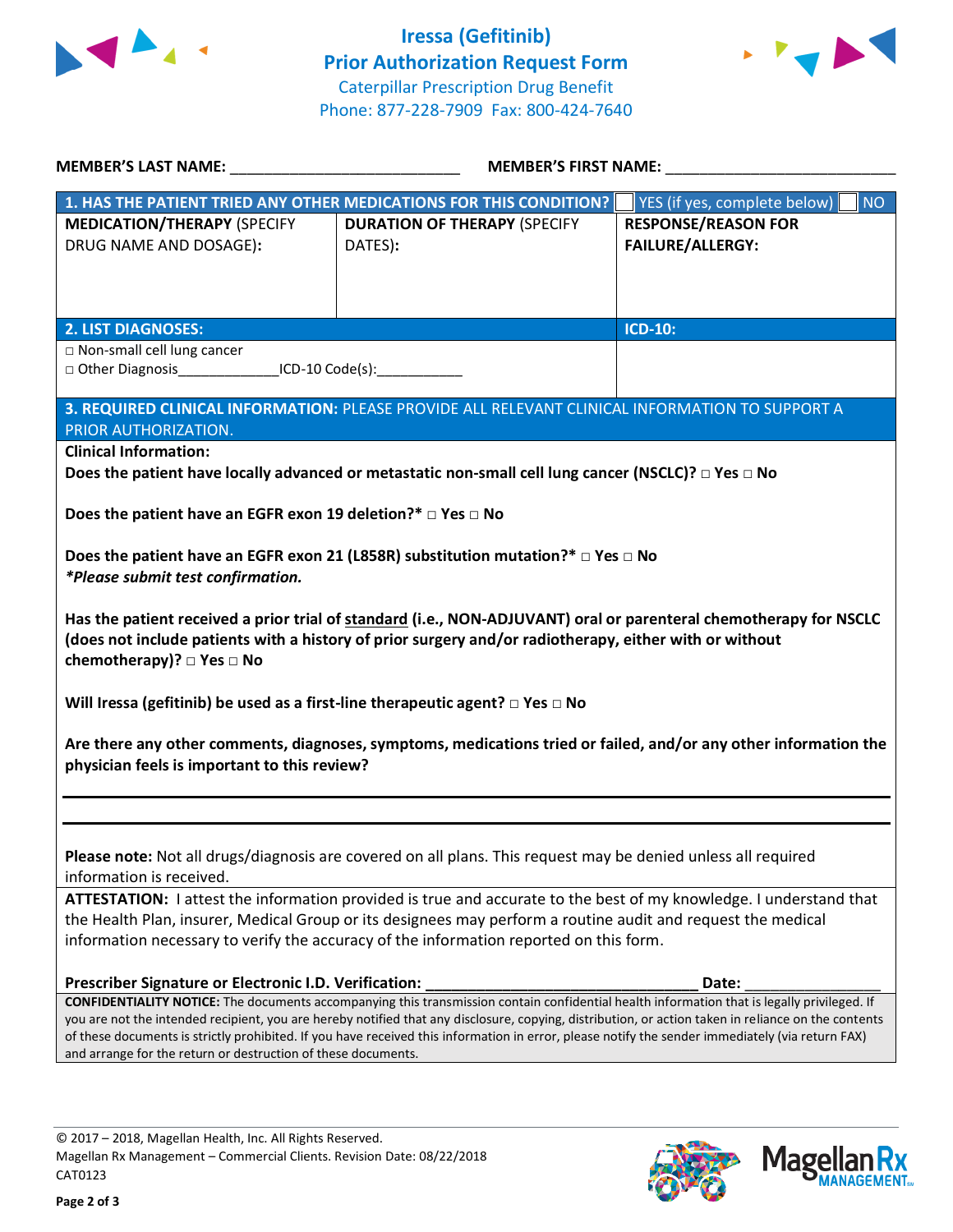# Iressa (Gefitinib) Prior Authorization Request Form

Caterpillar Prescription Drug Benefit
Phone: 877-228-7909 Fax: 800-424-7640

**MEMBER'S LAST NAME:** ___________________________ **MEMBER'S FIRST NAME:** ___________________________

| **1. HAS THE PATIENT TRIED ANY OTHER MEDICATIONS FOR THIS CONDITION?** | | ☐ YES (if yes, complete below) ☐ NO |
|---|---|---|
| **MEDICATION/THERAPY** (SPECIFY DRUG NAME AND DOSAGE): | **DURATION OF THERAPY** (SPECIFY DATES): | **RESPONSE/REASON FOR FAILURE/ALLERGY:** |
| | | |

| **2. LIST DIAGNOSES:** | **ICD-10:** |
|---|---|
| □ Non-small cell lung cancer<br>□ Other Diagnosis_____________ICD-10 Code(s):___________ | |

**3. REQUIRED CLINICAL INFORMATION:** PLEASE PROVIDE ALL RELEVANT CLINICAL INFORMATION TO SUPPORT A PRIOR AUTHORIZATION.

**Clinical Information:**

**Does the patient have locally advanced or metastatic non-small cell lung cancer (NSCLC)? □ Yes □ No**

**Does the patient have an EGFR exon 19 deletion?* □ Yes □ No**

**Does the patient have an EGFR exon 21 (L858R) substitution mutation?* □ Yes □ No**

***Please submit test confirmation.***

**Has the patient received a prior trial of standard (i.e., NON-ADJUVANT) oral or parenteral chemotherapy for NSCLC (does not include patients with a history of prior surgery and/or radiotherapy, either with or without chemotherapy)? □ Yes □ No**

**Will Iressa (gefitinib) be used as a first-line therapeutic agent? □ Yes □ No**

**Are there any other comments, diagnoses, symptoms, medications tried or failed, and/or any other information the physician feels is important to this review?**

_______________________________________________________________________________

_______________________________________________________________________________

**Please note:** Not all drugs/diagnosis are covered on all plans. This request may be denied unless all required information is received.

**ATTESTATION:** I attest the information provided is true and accurate to the best of my knowledge. I understand that the Health Plan, insurer, Medical Group or its designees may perform a routine audit and request the medical information necessary to verify the accuracy of the information reported on this form.

**Prescriber Signature or Electronic I.D. Verification:** _______________________________ **Date:** ________________

**CONFIDENTIALITY NOTICE:** The documents accompanying this transmission contain confidential health information that is legally privileged. If you are not the intended recipient, you are hereby notified that any disclosure, copying, distribution, or action taken in reliance on the contents of these documents is strictly prohibited. If you have received this information in error, please notify the sender immediately (via return FAX) and arrange for the return or destruction of these documents.

© 2017 – 2018, Magellan Health, Inc. All Rights Reserved.
Magellan Rx Management – Commercial Clients. Revision Date: 08/22/2018
CAT0123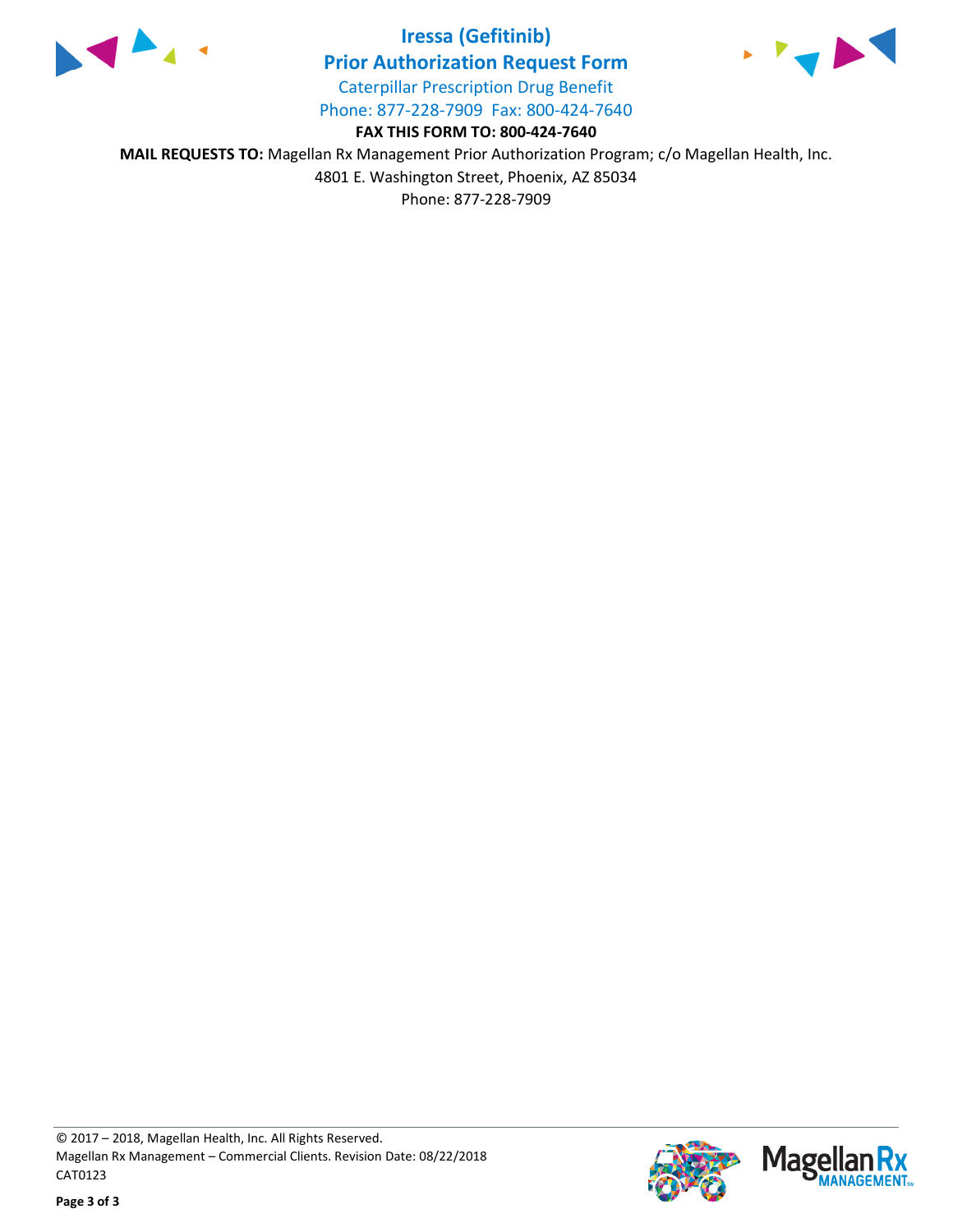# Iressa (Gefitinib)
# Prior Authorization Request Form

Caterpillar Prescription Drug Benefit

Phone: 877-228-7909  Fax: 800-424-7640

**FAX THIS FORM TO: 800-424-7640**

**MAIL REQUESTS TO:** Magellan Rx Management Prior Authorization Program; c/o Magellan Health, Inc.
4801 E. Washington Street, Phoenix, AZ 85034
Phone: 877-228-7909

© 2017 – 2018, Magellan Health, Inc. All Rights Reserved.
Magellan Rx Management – Commercial Clients. Revision Date: 08/22/2018
CAT0123